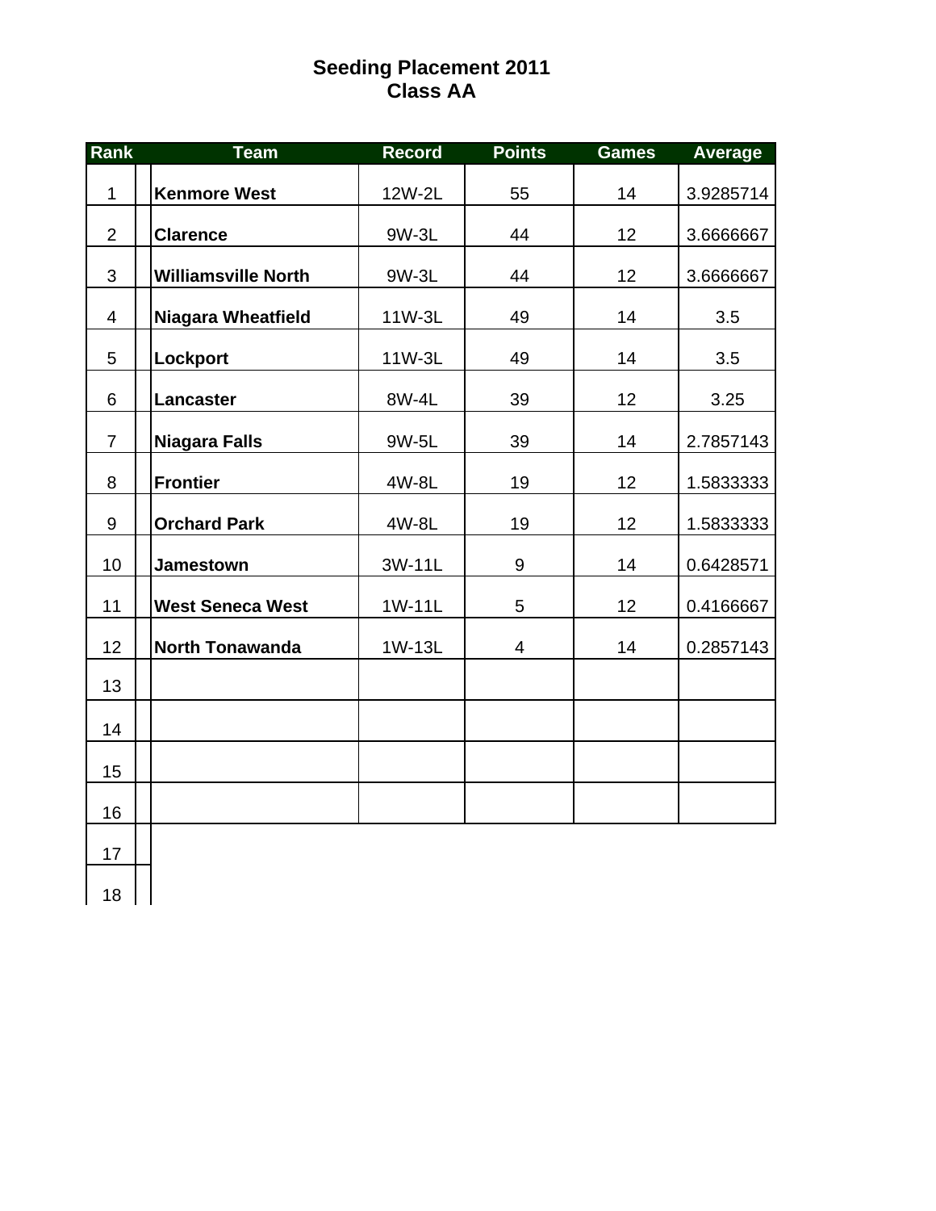# Seeding Placement 2011
## Class AA

| Rank | Team | Record | Points | Games | Average |
|---|---|---|---|---|---|
| 1 | **Kenmore West** | 12W-2L | 55 | 14 | 3.9285714 |
| 2 | **Clarence** | 9W-3L | 44 | 12 | 3.6666667 |
| 3 | **Williamsville North** | 9W-3L | 44 | 12 | 3.6666667 |
| 4 | **Niagara Wheatfield** | 11W-3L | 49 | 14 | 3.5 |
| 5 | **Lockport** | 11W-3L | 49 | 14 | 3.5 |
| 6 | **Lancaster** | 8W-4L | 39 | 12 | 3.25 |
| 7 | **Niagara Falls** | 9W-5L | 39 | 14 | 2.7857143 |
| 8 | **Frontier** | 4W-8L | 19 | 12 | 1.5833333 |
| 9 | **Orchard Park** | 4W-8L | 19 | 12 | 1.5833333 |
| 10 | **Jamestown** | 3W-11L | 9 | 14 | 0.6428571 |
| 11 | **West Seneca West** | 1W-11L | 5 | 12 | 0.4166667 |
| 12 | **North Tonawanda** | 1W-13L | 4 | 14 | 0.2857143 |
| 13 | | | | | |
| 14 | | | | | |
| 15 | | | | | |
| 16 | | | | | |
| 17 | | | | | |
| 18 | | | | | |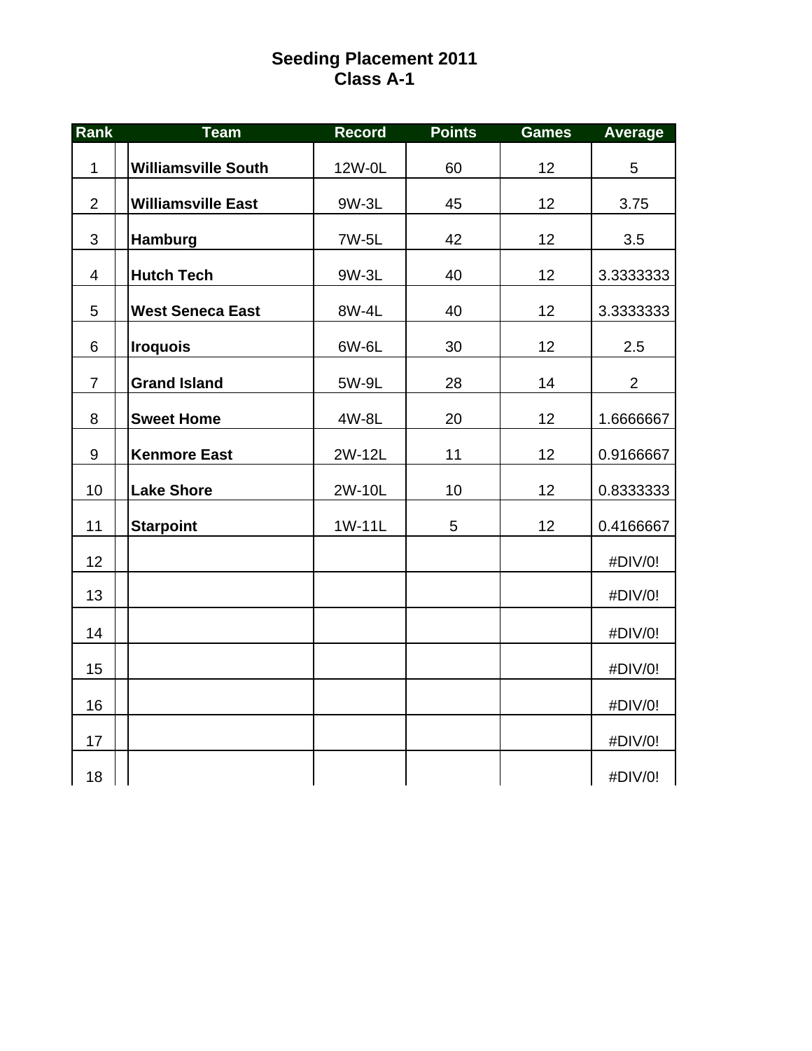# Seeding Placement 2011
## Class A-1

| Rank | Team | Record | Points | Games | Average |
|---|---|---|---|---|---|
| 1 | **Williamsville South** | 12W-0L | 60 | 12 | 5 |
| 2 | **Williamsville East** | 9W-3L | 45 | 12 | 3.75 |
| 3 | **Hamburg** | 7W-5L | 42 | 12 | 3.5 |
| 4 | **Hutch Tech** | 9W-3L | 40 | 12 | 3.3333333 |
| 5 | **West Seneca East** | 8W-4L | 40 | 12 | 3.3333333 |
| 6 | **Iroquois** | 6W-6L | 30 | 12 | 2.5 |
| 7 | **Grand Island** | 5W-9L | 28 | 14 | 2 |
| 8 | **Sweet Home** | 4W-8L | 20 | 12 | 1.6666667 |
| 9 | **Kenmore East** | 2W-12L | 11 | 12 | 0.9166667 |
| 10 | **Lake Shore** | 2W-10L | 10 | 12 | 0.8333333 |
| 11 | **Starpoint** | 1W-11L | 5 | 12 | 0.4166667 |
| 12 | | | | | #DIV/0! |
| 13 | | | | | #DIV/0! |
| 14 | | | | | #DIV/0! |
| 15 | | | | | #DIV/0! |
| 16 | | | | | #DIV/0! |
| 17 | | | | | #DIV/0! |
| 18 | | | | | #DIV/0! |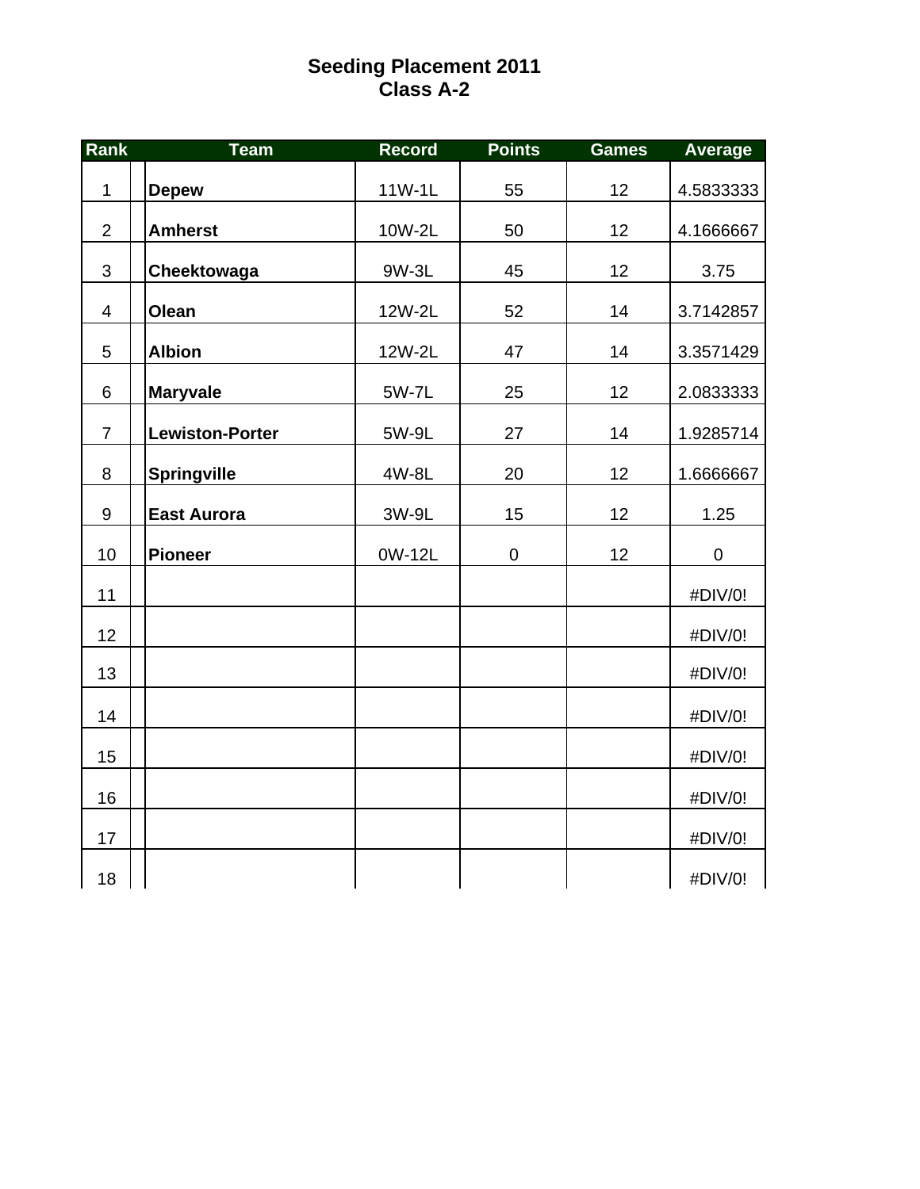# Seeding Placement 2011
## Class A-2

| Rank | Team | Record | Points | Games | Average |
|---|---|---|---|---|---|
| 1 | **Depew** | 11W-1L | 55 | 12 | 4.5833333 |
| 2 | **Amherst** | 10W-2L | 50 | 12 | 4.1666667 |
| 3 | **Cheektowaga** | 9W-3L | 45 | 12 | 3.75 |
| 4 | **Olean** | 12W-2L | 52 | 14 | 3.7142857 |
| 5 | **Albion** | 12W-2L | 47 | 14 | 3.3571429 |
| 6 | **Maryvale** | 5W-7L | 25 | 12 | 2.0833333 |
| 7 | **Lewiston-Porter** | 5W-9L | 27 | 14 | 1.9285714 |
| 8 | **Springville** | 4W-8L | 20 | 12 | 1.6666667 |
| 9 | **East Aurora** | 3W-9L | 15 | 12 | 1.25 |
| 10 | **Pioneer** | 0W-12L | 0 | 12 | 0 |
| 11 | | | | | #DIV/0! |
| 12 | | | | | #DIV/0! |
| 13 | | | | | #DIV/0! |
| 14 | | | | | #DIV/0! |
| 15 | | | | | #DIV/0! |
| 16 | | | | | #DIV/0! |
| 17 | | | | | #DIV/0! |
| 18 | | | | | #DIV/0! |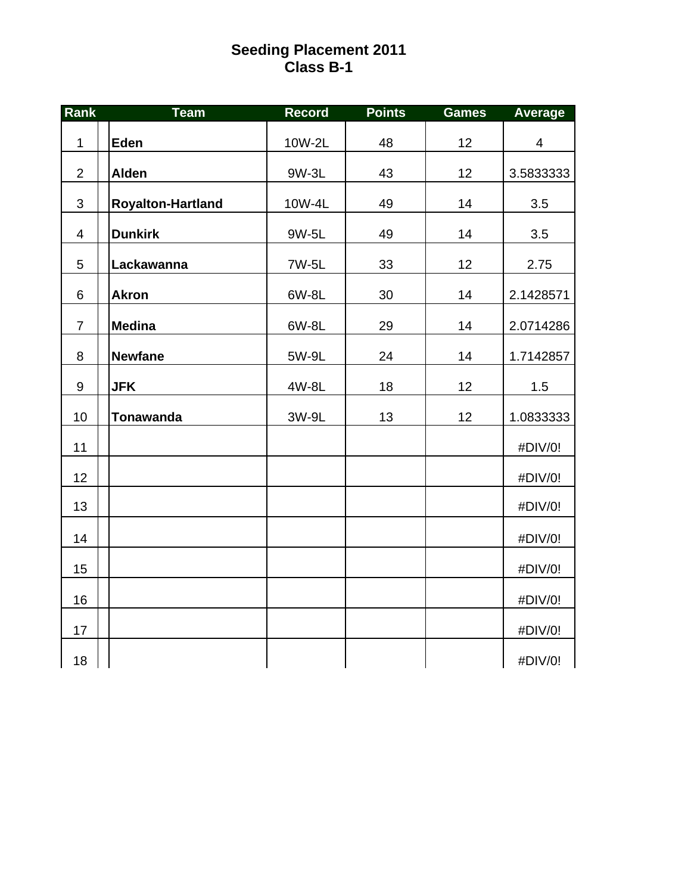# Seeding Placement 2011
## Class B-1

| Rank | Team | Record | Points | Games | Average |
|---|---|---|---|---|---|
| 1 | **Eden** | 10W-2L | 48 | 12 | 4 |
| 2 | **Alden** | 9W-3L | 43 | 12 | 3.5833333 |
| 3 | **Royalton-Hartland** | 10W-4L | 49 | 14 | 3.5 |
| 4 | **Dunkirk** | 9W-5L | 49 | 14 | 3.5 |
| 5 | **Lackawanna** | 7W-5L | 33 | 12 | 2.75 |
| 6 | **Akron** | 6W-8L | 30 | 14 | 2.1428571 |
| 7 | **Medina** | 6W-8L | 29 | 14 | 2.0714286 |
| 8 | **Newfane** | 5W-9L | 24 | 14 | 1.7142857 |
| 9 | **JFK** | 4W-8L | 18 | 12 | 1.5 |
| 10 | **Tonawanda** | 3W-9L | 13 | 12 | 1.0833333 |
| 11 | | | | | #DIV/0! |
| 12 | | | | | #DIV/0! |
| 13 | | | | | #DIV/0! |
| 14 | | | | | #DIV/0! |
| 15 | | | | | #DIV/0! |
| 16 | | | | | #DIV/0! |
| 17 | | | | | #DIV/0! |
| 18 | | | | | #DIV/0! |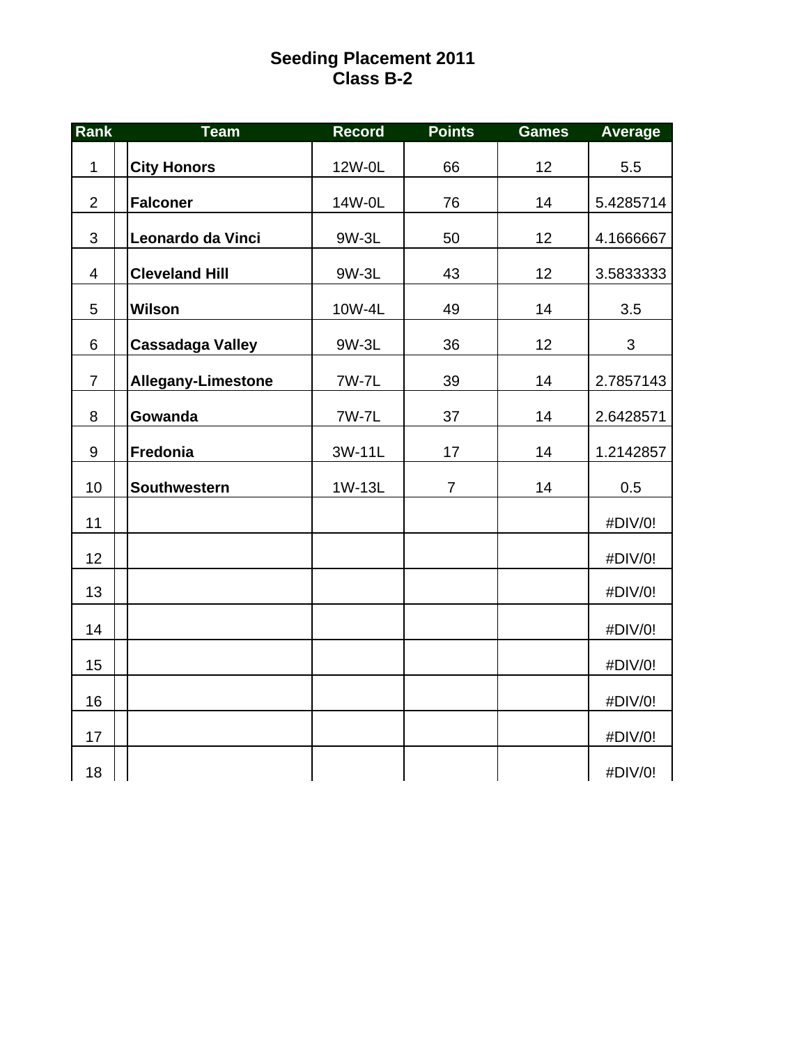# Seeding Placement 2011
## Class B-2

| Rank | Team | Record | Points | Games | Average |
|---|---|---|---|---|---|
| 1 | **City Honors** | 12W-0L | 66 | 12 | 5.5 |
| 2 | **Falconer** | 14W-0L | 76 | 14 | 5.4285714 |
| 3 | **Leonardo da Vinci** | 9W-3L | 50 | 12 | 4.1666667 |
| 4 | **Cleveland Hill** | 9W-3L | 43 | 12 | 3.5833333 |
| 5 | **Wilson** | 10W-4L | 49 | 14 | 3.5 |
| 6 | **Cassadaga Valley** | 9W-3L | 36 | 12 | 3 |
| 7 | **Allegany-Limestone** | 7W-7L | 39 | 14 | 2.7857143 |
| 8 | **Gowanda** | 7W-7L | 37 | 14 | 2.6428571 |
| 9 | **Fredonia** | 3W-11L | 17 | 14 | 1.2142857 |
| 10 | **Southwestern** | 1W-13L | 7 | 14 | 0.5 |
| 11 | | | | | #DIV/0! |
| 12 | | | | | #DIV/0! |
| 13 | | | | | #DIV/0! |
| 14 | | | | | #DIV/0! |
| 15 | | | | | #DIV/0! |
| 16 | | | | | #DIV/0! |
| 17 | | | | | #DIV/0! |
| 18 | | | | | #DIV/0! |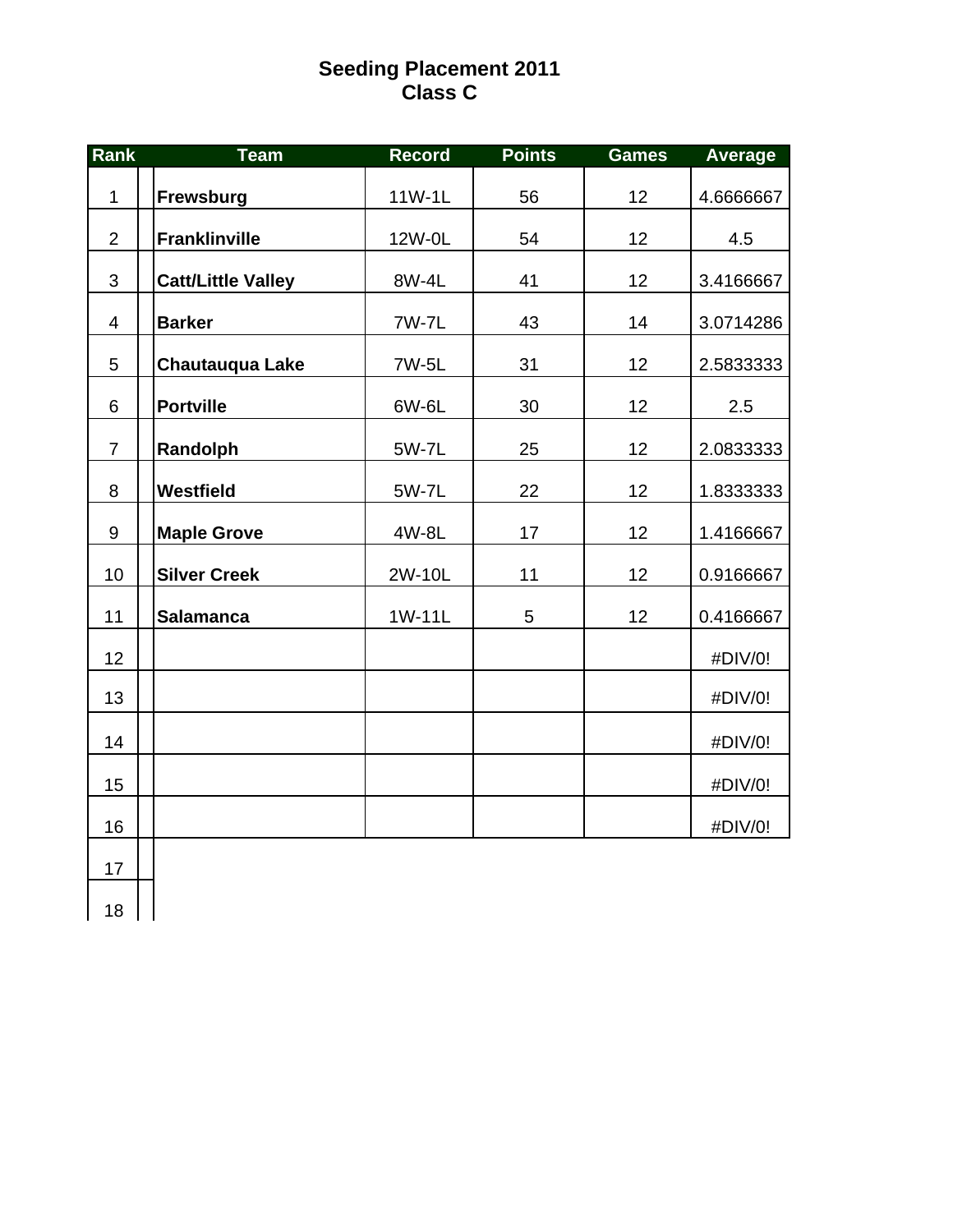# Seeding Placement 2011
## Class C

| Rank | | Team | Record | Points | Games | Average |
|---|---|---|---|---|---|---|
| 1 | | **Frewsburg** | 11W-1L | 56 | 12 | 4.6666667 |
| 2 | | **Franklinville** | 12W-0L | 54 | 12 | 4.5 |
| 3 | | **Catt/Little Valley** | 8W-4L | 41 | 12 | 3.4166667 |
| 4 | | **Barker** | 7W-7L | 43 | 14 | 3.0714286 |
| 5 | | **Chautauqua Lake** | 7W-5L | 31 | 12 | 2.5833333 |
| 6 | | **Portville** | 6W-6L | 30 | 12 | 2.5 |
| 7 | | **Randolph** | 5W-7L | 25 | 12 | 2.0833333 |
| 8 | | **Westfield** | 5W-7L | 22 | 12 | 1.8333333 |
| 9 | | **Maple Grove** | 4W-8L | 17 | 12 | 1.4166667 |
| 10 | | **Silver Creek** | 2W-10L | 11 | 12 | 0.9166667 |
| 11 | | **Salamanca** | 1W-11L | 5 | 12 | 0.4166667 |
| 12 | | | | | | #DIV/0! |
| 13 | | | | | | #DIV/0! |
| 14 | | | | | | #DIV/0! |
| 15 | | | | | | #DIV/0! |
| 16 | | | | | | #DIV/0! |
| 17 | | | | | | |
| 18 | | | | | | |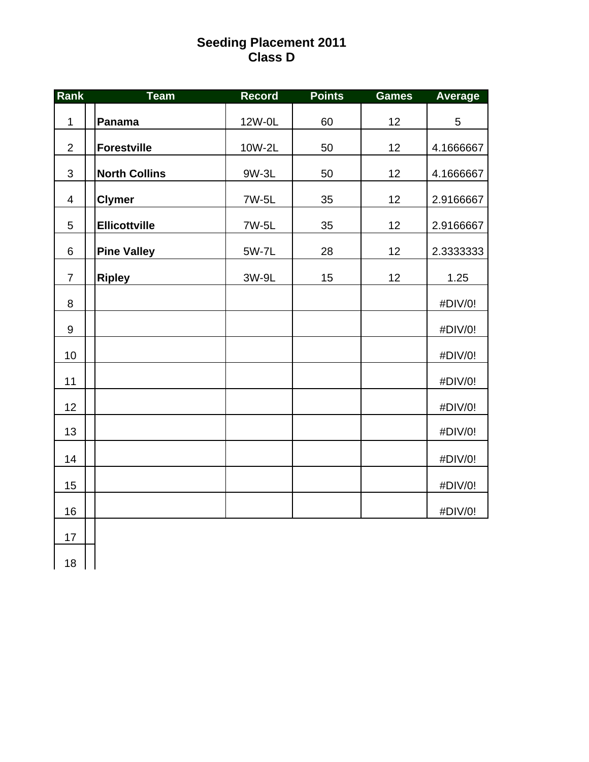# Seeding Placement 2011
## Class D

| Rank | Team | Record | Points | Games | Average |
|---|---|---|---|---|---|
| 1 | **Panama** | 12W-0L | 60 | 12 | 5 |
| 2 | **Forestville** | 10W-2L | 50 | 12 | 4.1666667 |
| 3 | **North Collins** | 9W-3L | 50 | 12 | 4.1666667 |
| 4 | **Clymer** | 7W-5L | 35 | 12 | 2.9166667 |
| 5 | **Ellicottville** | 7W-5L | 35 | 12 | 2.9166667 |
| 6 | **Pine Valley** | 5W-7L | 28 | 12 | 2.3333333 |
| 7 | **Ripley** | 3W-9L | 15 | 12 | 1.25 |
| 8 | | | | | #DIV/0! |
| 9 | | | | | #DIV/0! |
| 10 | | | | | #DIV/0! |
| 11 | | | | | #DIV/0! |
| 12 | | | | | #DIV/0! |
| 13 | | | | | #DIV/0! |
| 14 | | | | | #DIV/0! |
| 15 | | | | | #DIV/0! |
| 16 | | | | | #DIV/0! |
| 17 | | | | | |
| 18 | | | | | |